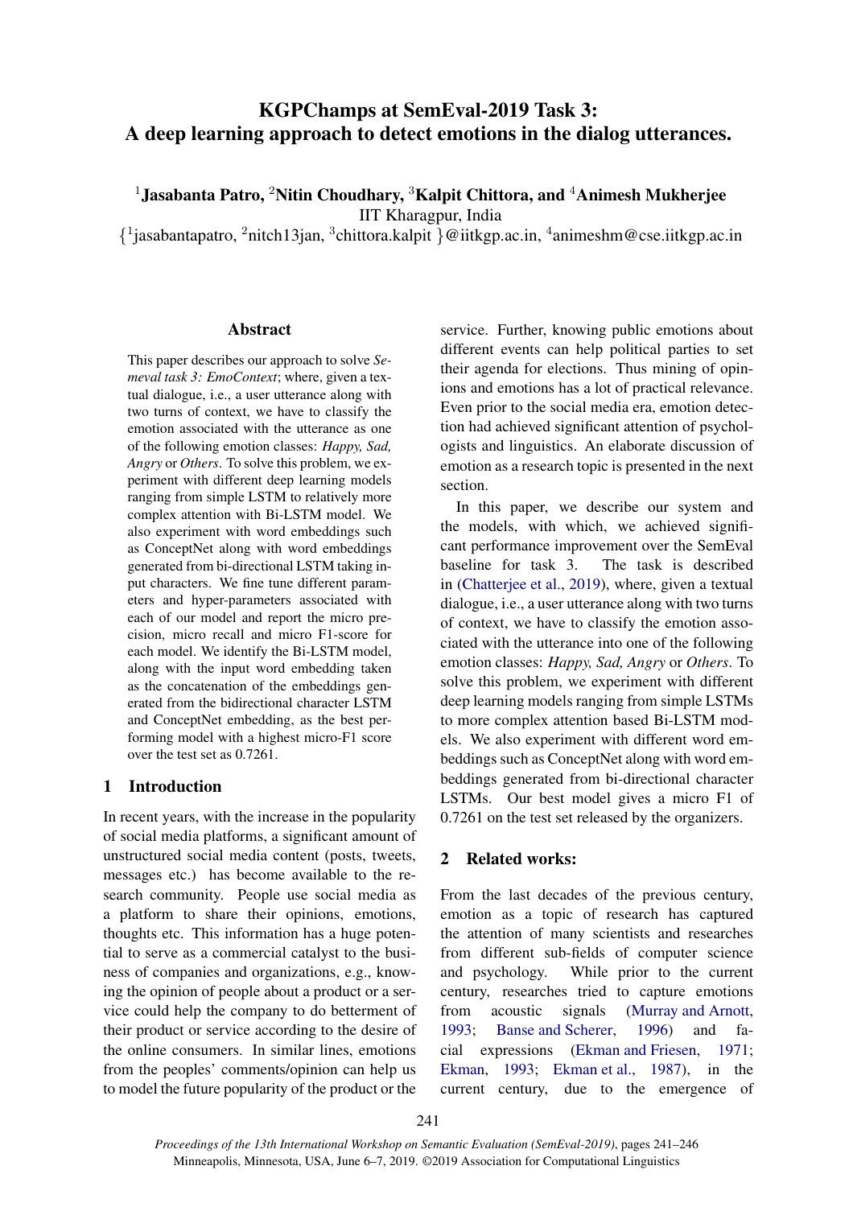# KGPChamps at SemEval-2019 Task 3: A deep learning approach to detect emotions in the dialog utterances.

[1]**Jasabanta Patro,** [2]**Nitin Choudhary,** [3]**Kalpit Chittora, and** [4]**Animesh Mukherjee**
IIT Kharagpur, India
{[1]jasabantapatro, [2]nitch13jan, [3]chittora.kalpit }@iitkgp.ac.in, [4]animeshm@cse.iitkgp.ac.in

## Abstract

This paper describes our approach to solve *Semeval task 3: EmoContext*; where, given a textual dialogue, i.e., a user utterance along with two turns of context, we have to classify the emotion associated with the utterance as one of the following emotion classes: *Happy, Sad, Angry* or *Others*. To solve this problem, we experiment with different deep learning models ranging from simple LSTM to relatively more complex attention with Bi-LSTM model. We also experiment with word embeddings such as ConceptNet along with word embeddings generated from bi-directional LSTM taking input characters. We fine tune different parameters and hyper-parameters associated with each of our model and report the micro precision, micro recall and micro F1-score for each model. We identify the Bi-LSTM model, along with the input word embedding taken as the concatenation of the embeddings generated from the bidirectional character LSTM and ConceptNet embedding, as the best performing model with a highest micro-F1 score over the test set as 0.7261.

## 1 Introduction

In recent years, with the increase in the popularity of social media platforms, a significant amount of unstructured social media content (posts, tweets, messages etc.) has become available to the research community. People use social media as a platform to share their opinions, emotions, thoughts etc. This information has a huge potential to serve as a commercial catalyst to the business of companies and organizations, e.g., knowing the opinion of people about a product or a service could help the company to do betterment of their product or service according to the desire of the online consumers. In similar lines, emotions from the peoples' comments/opinion can help us to model the future popularity of the product or the service. Further, knowing public emotions about different events can help political parties to set their agenda for elections. Thus mining of opinions and emotions has a lot of practical relevance. Even prior to the social media era, emotion detection had achieved significant attention of psychologists and linguistics. An elaborate discussion of emotion as a research topic is presented in the next section.

In this paper, we describe our system and the models, with which, we achieved significant performance improvement over the SemEval baseline for task 3. The task is described in (Chatterjee et al., 2019), where, given a textual dialogue, i.e., a user utterance along with two turns of context, we have to classify the emotion associated with the utterance into one of the following emotion classes: *Happy, Sad, Angry* or *Others*. To solve this problem, we experiment with different deep learning models ranging from simple LSTMs to more complex attention based Bi-LSTM models. We also experiment with different word embeddings such as ConceptNet along with word embeddings generated from bi-directional character LSTMs. Our best model gives a micro F1 of 0.7261 on the test set released by the organizers.

## 2 Related works:

From the last decades of the previous century, emotion as a topic of research has captured the attention of many scientists and researches from different sub-fields of computer science and psychology. While prior to the current century, researches tried to capture emotions from acoustic signals (Murray and Arnott, 1993; Banse and Scherer, 1996) and facial expressions (Ekman and Friesen, 1971; Ekman, 1993; Ekman et al., 1987), in the current century, due to the emergence of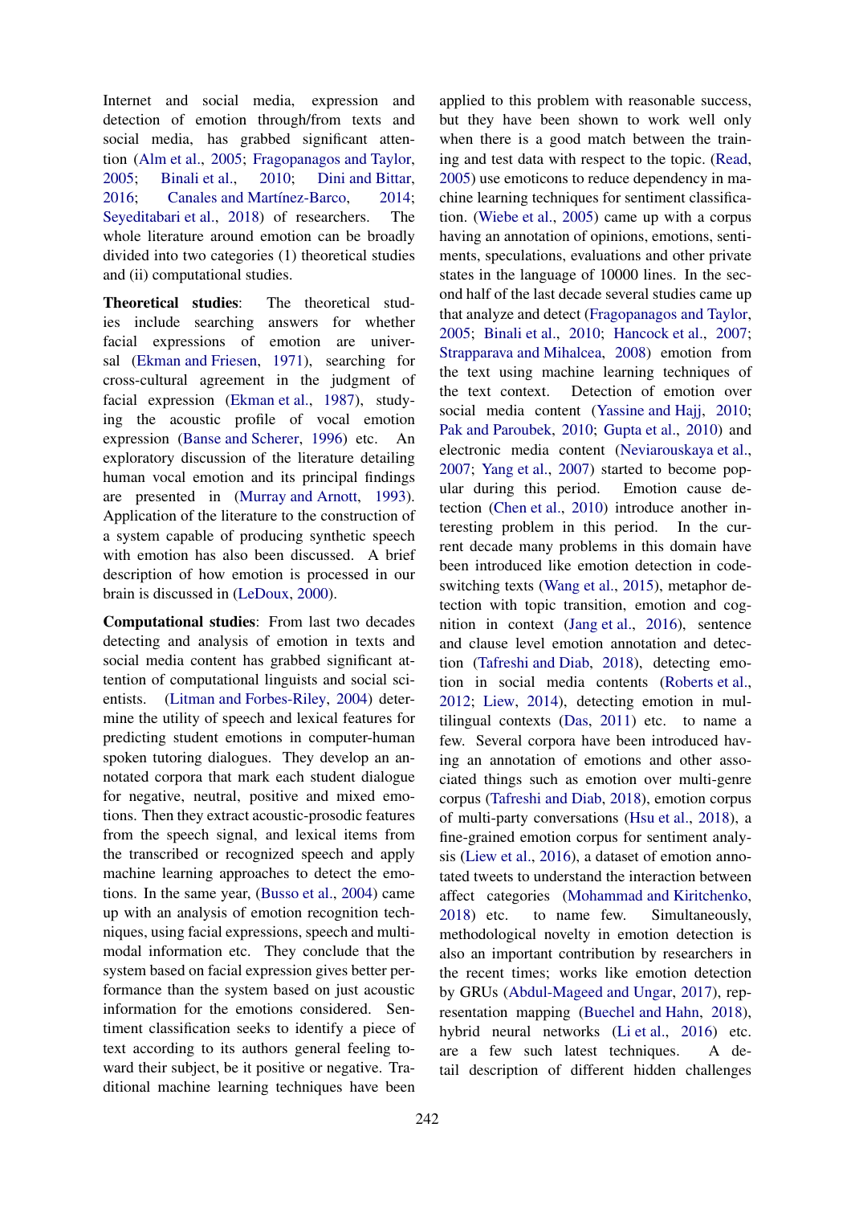Internet and social media, expression and detection of emotion through/from texts and social media, has grabbed significant attention (Alm et al., 2005; Fragopanagos and Taylor, 2005; Binali et al., 2010; Dini and Bittar, 2016; Canales and Martínez-Barco, 2014; Seyeditabari et al., 2018) of researchers. The whole literature around emotion can be broadly divided into two categories (1) theoretical studies and (ii) computational studies.

**Theoretical studies**: The theoretical studies include searching answers for whether facial expressions of emotion are universal (Ekman and Friesen, 1971), searching for cross-cultural agreement in the judgment of facial expression (Ekman et al., 1987), studying the acoustic profile of vocal emotion expression (Banse and Scherer, 1996) etc. An exploratory discussion of the literature detailing human vocal emotion and its principal findings are presented in (Murray and Arnott, 1993). Application of the literature to the construction of a system capable of producing synthetic speech with emotion has also been discussed. A brief description of how emotion is processed in our brain is discussed in (LeDoux, 2000).

**Computational studies**: From last two decades detecting and analysis of emotion in texts and social media content has grabbed significant attention of computational linguists and social scientists. (Litman and Forbes-Riley, 2004) determine the utility of speech and lexical features for predicting student emotions in computer-human spoken tutoring dialogues. They develop an annotated corpora that mark each student dialogue for negative, neutral, positive and mixed emotions. Then they extract acoustic-prosodic features from the speech signal, and lexical items from the transcribed or recognized speech and apply machine learning approaches to detect the emotions. In the same year, (Busso et al., 2004) came up with an analysis of emotion recognition techniques, using facial expressions, speech and multimodal information etc. They conclude that the system based on facial expression gives better performance than the system based on just acoustic information for the emotions considered. Sentiment classification seeks to identify a piece of text according to its authors general feeling toward their subject, be it positive or negative. Traditional machine learning techniques have been applied to this problem with reasonable success, but they have been shown to work well only when there is a good match between the training and test data with respect to the topic. (Read, 2005) use emoticons to reduce dependency in machine learning techniques for sentiment classification. (Wiebe et al., 2005) came up with a corpus having an annotation of opinions, emotions, sentiments, speculations, evaluations and other private states in the language of 10000 lines. In the second half of the last decade several studies came up that analyze and detect (Fragopanagos and Taylor, 2005; Binali et al., 2010; Hancock et al., 2007; Strapparava and Mihalcea, 2008) emotion from the text using machine learning techniques of the text context. Detection of emotion over social media content (Yassine and Hajj, 2010; Pak and Paroubek, 2010; Gupta et al., 2010) and electronic media content (Neviarouskaya et al., 2007; Yang et al., 2007) started to become popular during this period. Emotion cause detection (Chen et al., 2010) introduce another interesting problem in this period. In the current decade many problems in this domain have been introduced like emotion detection in code-switching texts (Wang et al., 2015), metaphor detection with topic transition, emotion and cognition in context (Jang et al., 2016), sentence and clause level emotion annotation and detection (Tafreshi and Diab, 2018), detecting emotion in social media contents (Roberts et al., 2012; Liew, 2014), detecting emotion in multilingual contexts (Das, 2011) etc. to name a few. Several corpora have been introduced having an annotation of emotions and other associated things such as emotion over multi-genre corpus (Tafreshi and Diab, 2018), emotion corpus of multi-party conversations (Hsu et al., 2018), a fine-grained emotion corpus for sentiment analysis (Liew et al., 2016), a dataset of emotion annotated tweets to understand the interaction between affect categories (Mohammad and Kiritchenko, 2018) etc. to name few. Simultaneously, methodological novelty in emotion detection is also an important contribution by researchers in the recent times; works like emotion detection by GRUs (Abdul-Mageed and Ungar, 2017), representation mapping (Buechel and Hahn, 2018), hybrid neural networks (Li et al., 2016) etc. are a few such latest techniques. A detail description of different hidden challenges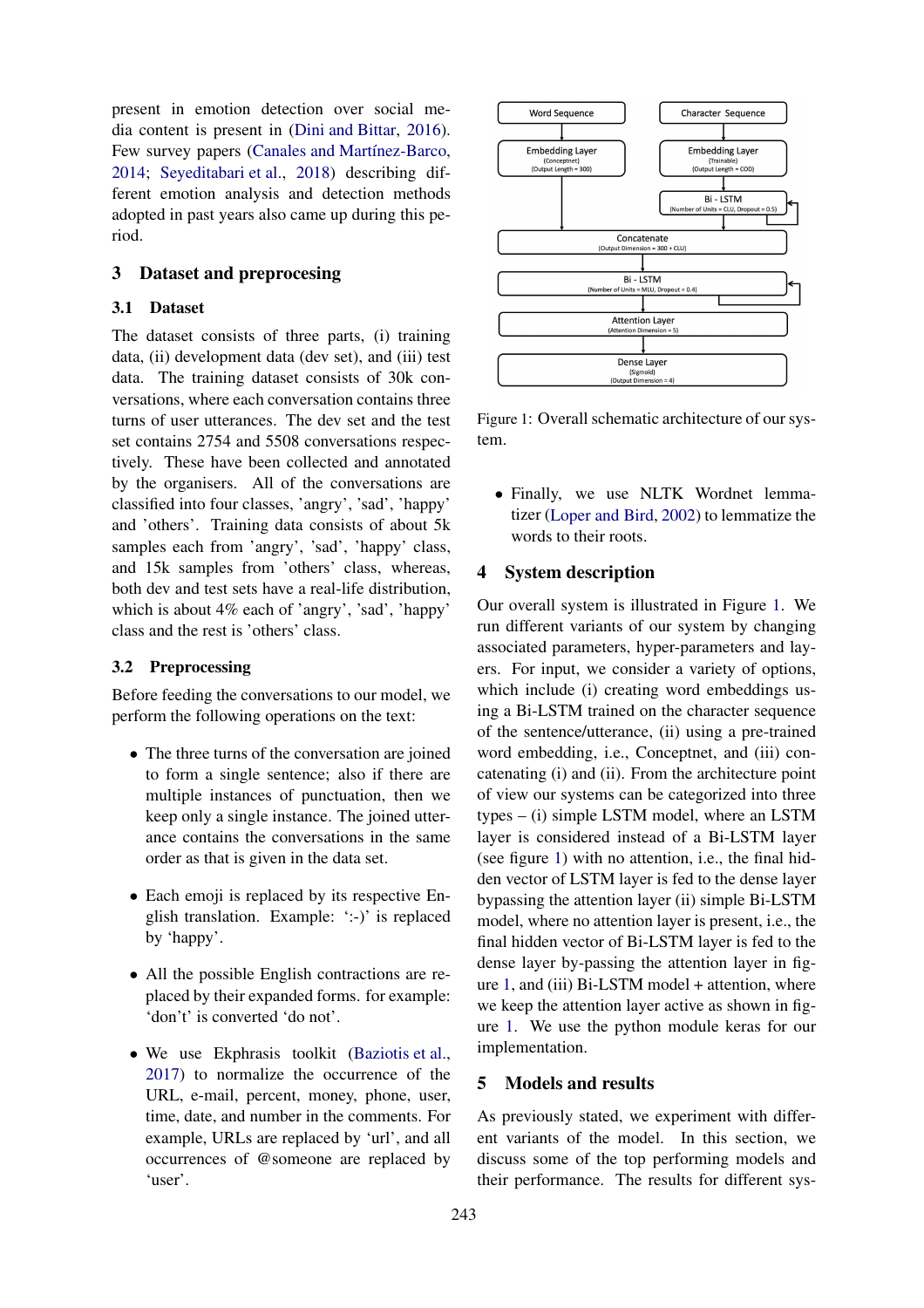present in emotion detection over social media content is present in (Dini and Bittar, 2016). Few survey papers (Canales and Martínez-Barco, 2014; Seyeditabari et al., 2018) describing different emotion analysis and detection methods adopted in past years also came up during this period.

## 3 Dataset and preprocesing

### 3.1 Dataset

The dataset consists of three parts, (i) training data, (ii) development data (dev set), and (iii) test data. The training dataset consists of 30k conversations, where each conversation contains three turns of user utterances. The dev set and the test set contains 2754 and 5508 conversations respectively. These have been collected and annotated by the organisers. All of the conversations are classified into four classes, 'angry', 'sad', 'happy' and 'others'. Training data consists of about 5k samples each from 'angry', 'sad', 'happy' class, and 15k samples from 'others' class, whereas, both dev and test sets have a real-life distribution, which is about 4% each of 'angry', 'sad', 'happy' class and the rest is 'others' class.

### 3.2 Preprocessing

Before feeding the conversations to our model, we perform the following operations on the text:

- The three turns of the conversation are joined to form a single sentence; also if there are multiple instances of punctuation, then we keep only a single instance. The joined utterance contains the conversations in the same order as that is given in the data set.
- Each emoji is replaced by its respective English translation. Example: ':-)' is replaced by 'happy'.
- All the possible English contractions are replaced by their expanded forms. for example: 'don't' is converted 'do not'.
- We use Ekphrasis toolkit (Baziotis et al., 2017) to normalize the occurrence of the URL, e-mail, percent, money, phone, user, time, date, and number in the comments. For example, URLs are replaced by 'url', and all occurrences of @someone are replaced by 'user'.
- Finally, we use NLTK Wordnet lemmatizer (Loper and Bird, 2002) to lemmatize the words to their roots.

Figure 1: Overall schematic architecture of our system.

## 4 System description

Our overall system is illustrated in Figure 1. We run different variants of our system by changing associated parameters, hyper-parameters and layers. For input, we consider a variety of options, which include (i) creating word embeddings using a Bi-LSTM trained on the character sequence of the sentence/utterance, (ii) using a pre-trained word embedding, i.e., Conceptnet, and (iii) concatenating (i) and (ii). From the architecture point of view our systems can be categorized into three types – (i) simple LSTM model, where an LSTM layer is considered instead of a Bi-LSTM layer (see figure 1) with no attention, i.e., the final hidden vector of LSTM layer is fed to the dense layer bypassing the attention layer (ii) simple Bi-LSTM model, where no attention layer is present, i.e., the final hidden vector of Bi-LSTM layer is fed to the dense layer by-passing the attention layer in figure 1, and (iii) Bi-LSTM model + attention, where we keep the attention layer active as shown in figure 1. We use the python module keras for our implementation.

## 5 Models and results

As previously stated, we experiment with different variants of the model. In this section, we discuss some of the top performing models and their performance. The results for different sys-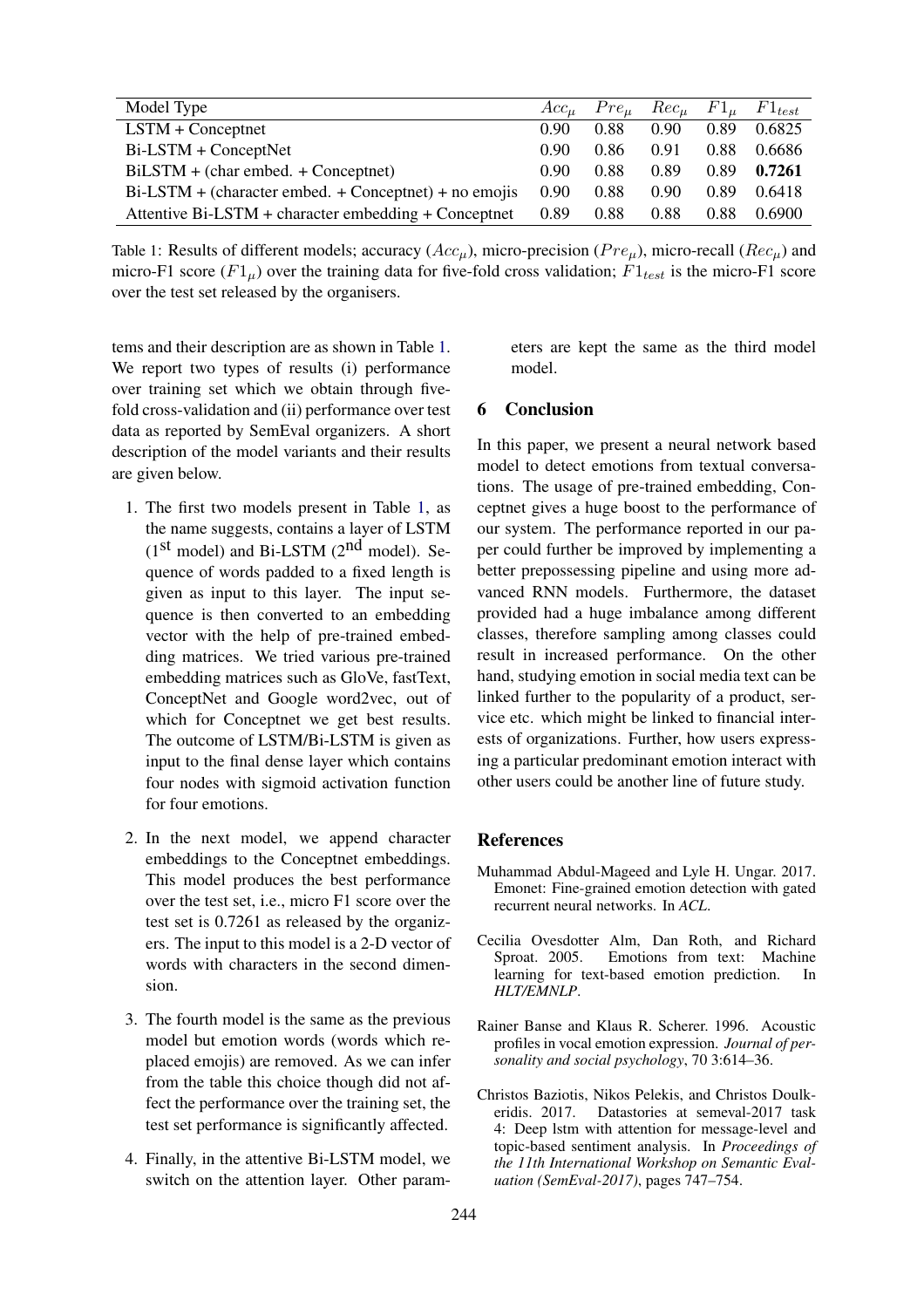| Model Type | $Acc_\mu$ | $Pre_\mu$ | $Rec_\mu$ | $F1_\mu$ | $F1_{test}$ |
|---|---|---|---|---|---|
| LSTM + Conceptnet | 0.90 | 0.88 | 0.90 | 0.89 | 0.6825 |
| Bi-LSTM + ConceptNet | 0.90 | 0.86 | 0.91 | 0.88 | 0.6686 |
| BiLSTM + (char embed. + Conceptnet) | 0.90 | 0.88 | 0.89 | 0.89 | **0.7261** |
| Bi-LSTM + (character embed. + Conceptnet) + no emojis | 0.90 | 0.88 | 0.90 | 0.89 | 0.6418 |
| Attentive Bi-LSTM + character embedding + Conceptnet | 0.89 | 0.88 | 0.88 | 0.88 | 0.6900 |

Table 1: Results of different models; accuracy ($Acc_\mu$), micro-precision ($Pre_\mu$), micro-recall ($Rec_\mu$) and micro-F1 score ($F1_\mu$) over the training data for five-fold cross validation; $F1_{test}$ is the micro-F1 score over the test set released by the organisers.

tems and their description are as shown in Table 1. We report two types of results (i) performance over training set which we obtain through five-fold cross-validation and (ii) performance over test data as reported by SemEval organizers. A short description of the model variants and their results are given below.

1. The first two models present in Table 1, as the name suggests, contains a layer of LSTM (1st model) and Bi-LSTM (2nd model). Sequence of words padded to a fixed length is given as input to this layer. The input sequence is then converted to an embedding vector with the help of pre-trained embedding matrices. We tried various pre-trained embedding matrices such as GloVe, fastText, ConceptNet and Google word2vec, out of which for Conceptnet we get best results. The outcome of LSTM/Bi-LSTM is given as input to the final dense layer which contains four nodes with sigmoid activation function for four emotions.

2. In the next model, we append character embeddings to the Conceptnet embeddings. This model produces the best performance over the test set, i.e., micro F1 score over the test set is 0.7261 as released by the organizers. The input to this model is a 2-D vector of words with characters in the second dimension.

3. The fourth model is the same as the previous model but emotion words (words which replaced emojis) are removed. As we can infer from the table this choice though did not affect the performance over the training set, the test set performance is significantly affected.

4. Finally, in the attentive Bi-LSTM model, we switch on the attention layer. Other parameters are kept the same as the third model model.

## 6 Conclusion

In this paper, we present a neural network based model to detect emotions from textual conversations. The usage of pre-trained embedding, Conceptnet gives a huge boost to the performance of our system. The performance reported in our paper could further be improved by implementing a better prepossessing pipeline and using more advanced RNN models. Furthermore, the dataset provided had a huge imbalance among different classes, therefore sampling among classes could result in increased performance. On the other hand, studying emotion in social media text can be linked further to the popularity of a product, service etc. which might be linked to financial interests of organizations. Further, how users expressing a particular predominant emotion interact with other users could be another line of future study.

## References

Muhammad Abdul-Mageed and Lyle H. Ungar. 2017. Emonet: Fine-grained emotion detection with gated recurrent neural networks. In *ACL*.

Cecilia Ovesdotter Alm, Dan Roth, and Richard Sproat. 2005. Emotions from text: Machine learning for text-based emotion prediction. In *HLT/EMNLP*.

Rainer Banse and Klaus R. Scherer. 1996. Acoustic profiles in vocal emotion expression. *Journal of personality and social psychology*, 70 3:614–36.

Christos Baziotis, Nikos Pelekis, and Christos Doulkeridis. 2017. Datastories at semeval-2017 task 4: Deep lstm with attention for message-level and topic-based sentiment analysis. In *Proceedings of the 11th International Workshop on Semantic Evaluation (SemEval-2017)*, pages 747–754.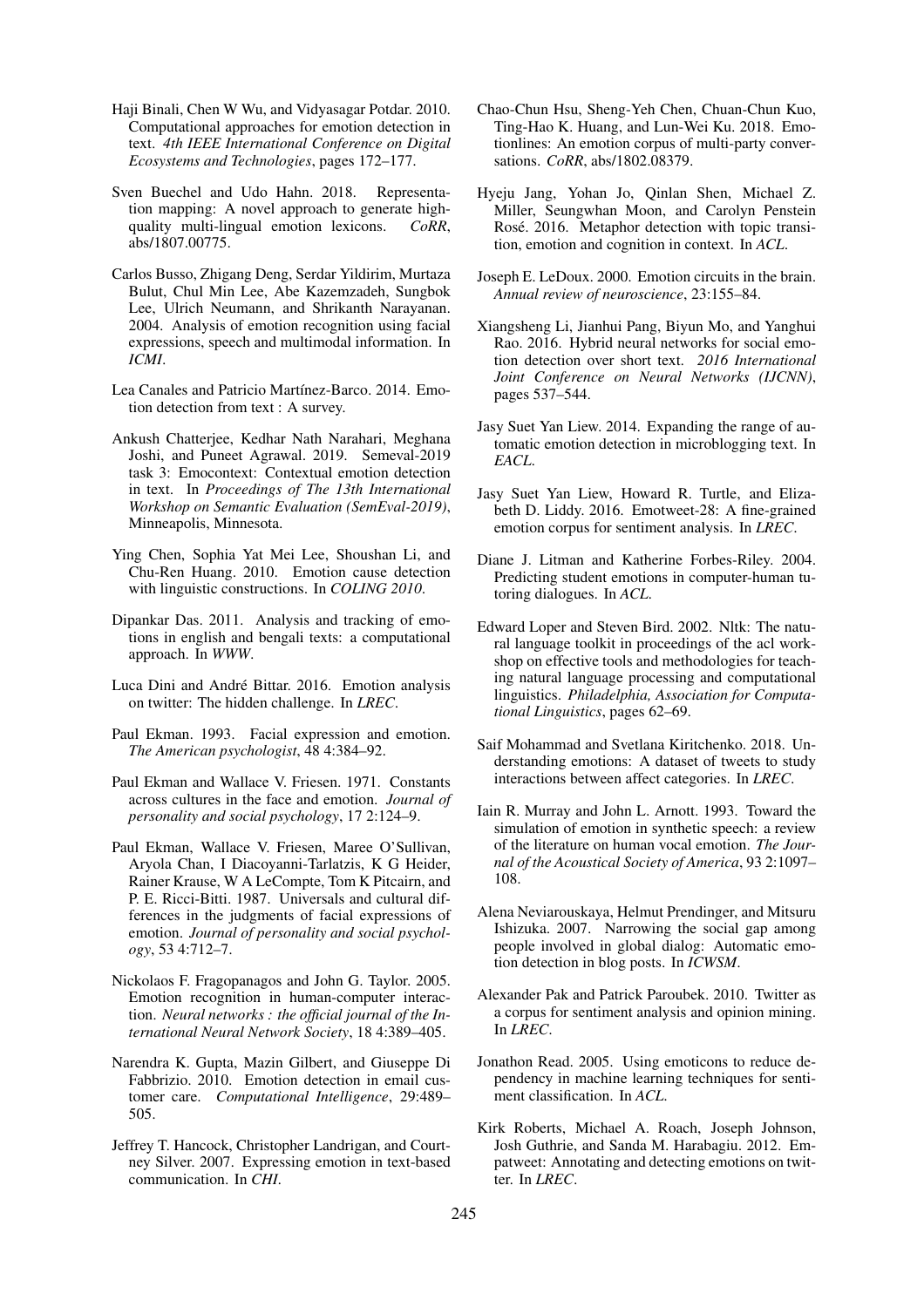Haji Binali, Chen W Wu, and Vidyasagar Potdar. 2010. Computational approaches for emotion detection in text. *4th IEEE International Conference on Digital Ecosystems and Technologies*, pages 172–177.

Sven Buechel and Udo Hahn. 2018. Representation mapping: A novel approach to generate high-quality multi-lingual emotion lexicons. *CoRR*, abs/1807.00775.

Carlos Busso, Zhigang Deng, Serdar Yildirim, Murtaza Bulut, Chul Min Lee, Abe Kazemzadeh, Sungbok Lee, Ulrich Neumann, and Shrikanth Narayanan. 2004. Analysis of emotion recognition using facial expressions, speech and multimodal information. In *ICMI*.

Lea Canales and Patricio Martínez-Barco. 2014. Emotion detection from text : A survey.

Ankush Chatterjee, Kedhar Nath Narahari, Meghana Joshi, and Puneet Agrawal. 2019. Semeval-2019 task 3: Emocontext: Contextual emotion detection in text. In *Proceedings of The 13th International Workshop on Semantic Evaluation (SemEval-2019)*, Minneapolis, Minnesota.

Ying Chen, Sophia Yat Mei Lee, Shoushan Li, and Chu-Ren Huang. 2010. Emotion cause detection with linguistic constructions. In *COLING 2010*.

Dipankar Das. 2011. Analysis and tracking of emotions in english and bengali texts: a computational approach. In *WWW*.

Luca Dini and André Bittar. 2016. Emotion analysis on twitter: The hidden challenge. In *LREC*.

Paul Ekman. 1993. Facial expression and emotion. *The American psychologist*, 48 4:384–92.

Paul Ekman and Wallace V. Friesen. 1971. Constants across cultures in the face and emotion. *Journal of personality and social psychology*, 17 2:124–9.

Paul Ekman, Wallace V. Friesen, Maree O'Sullivan, Aryola Chan, I Diacoyanni-Tarlatzis, K G Heider, Rainer Krause, W A LeCompte, Tom K Pitcairn, and P. E. Ricci-Bitti. 1987. Universals and cultural differences in the judgments of facial expressions of emotion. *Journal of personality and social psychology*, 53 4:712–7.

Nickolaos F. Fragopanagos and John G. Taylor. 2005. Emotion recognition in human-computer interaction. *Neural networks : the official journal of the International Neural Network Society*, 18 4:389–405.

Narendra K. Gupta, Mazin Gilbert, and Giuseppe Di Fabbrizio. 2010. Emotion detection in email customer care. *Computational Intelligence*, 29:489–505.

Jeffrey T. Hancock, Christopher Landrigan, and Courtney Silver. 2007. Expressing emotion in text-based communication. In *CHI*.

Chao-Chun Hsu, Sheng-Yeh Chen, Chuan-Chun Kuo, Ting-Hao K. Huang, and Lun-Wei Ku. 2018. Emotionlines: An emotion corpus of multi-party conversations. *CoRR*, abs/1802.08379.

Hyeju Jang, Yohan Jo, Qinlan Shen, Michael Z. Miller, Seungwhan Moon, and Carolyn Penstein Rosé. 2016. Metaphor detection with topic transition, emotion and cognition in context. In *ACL*.

Joseph E. LeDoux. 2000. Emotion circuits in the brain. *Annual review of neuroscience*, 23:155–84.

Xiangsheng Li, Jianhui Pang, Biyun Mo, and Yanghui Rao. 2016. Hybrid neural networks for social emotion detection over short text. *2016 International Joint Conference on Neural Networks (IJCNN)*, pages 537–544.

Jasy Suet Yan Liew. 2014. Expanding the range of automatic emotion detection in microblogging text. In *EACL*.

Jasy Suet Yan Liew, Howard R. Turtle, and Elizabeth D. Liddy. 2016. Emotweet-28: A fine-grained emotion corpus for sentiment analysis. In *LREC*.

Diane J. Litman and Katherine Forbes-Riley. 2004. Predicting student emotions in computer-human tutoring dialogues. In *ACL*.

Edward Loper and Steven Bird. 2002. Nltk: The natural language toolkit in proceedings of the acl workshop on effective tools and methodologies for teaching natural language processing and computational linguistics. *Philadelphia, Association for Computational Linguistics*, pages 62–69.

Saif Mohammad and Svetlana Kiritchenko. 2018. Understanding emotions: A dataset of tweets to study interactions between affect categories. In *LREC*.

Iain R. Murray and John L. Arnott. 1993. Toward the simulation of emotion in synthetic speech: a review of the literature on human vocal emotion. *The Journal of the Acoustical Society of America*, 93 2:1097–108.

Alena Neviarouskaya, Helmut Prendinger, and Mitsuru Ishizuka. 2007. Narrowing the social gap among people involved in global dialog: Automatic emotion detection in blog posts. In *ICWSM*.

Alexander Pak and Patrick Paroubek. 2010. Twitter as a corpus for sentiment analysis and opinion mining. In *LREC*.

Jonathon Read. 2005. Using emoticons to reduce dependency in machine learning techniques for sentiment classification. In *ACL*.

Kirk Roberts, Michael A. Roach, Joseph Johnson, Josh Guthrie, and Sanda M. Harabagiu. 2012. Empatweet: Annotating and detecting emotions on twitter. In *LREC*.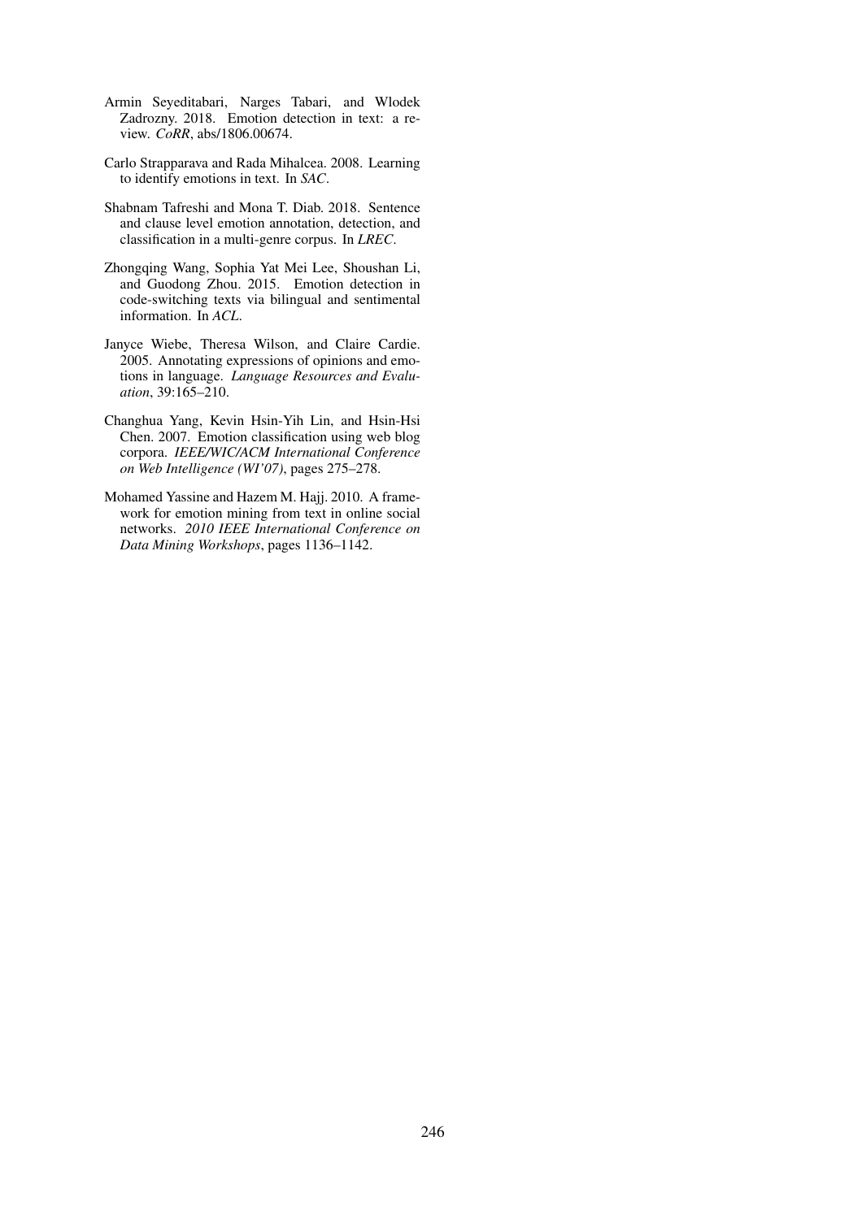Armin Seyeditabari, Narges Tabari, and Wlodek Zadrozny. 2018. Emotion detection in text: a review. *CoRR*, abs/1806.00674.

Carlo Strapparava and Rada Mihalcea. 2008. Learning to identify emotions in text. In *SAC*.

Shabnam Tafreshi and Mona T. Diab. 2018. Sentence and clause level emotion annotation, detection, and classification in a multi-genre corpus. In *LREC*.

Zhongqing Wang, Sophia Yat Mei Lee, Shoushan Li, and Guodong Zhou. 2015. Emotion detection in code-switching texts via bilingual and sentimental information. In *ACL*.

Janyce Wiebe, Theresa Wilson, and Claire Cardie. 2005. Annotating expressions of opinions and emotions in language. *Language Resources and Evaluation*, 39:165–210.

Changhua Yang, Kevin Hsin-Yih Lin, and Hsin-Hsi Chen. 2007. Emotion classification using web blog corpora. *IEEE/WIC/ACM International Conference on Web Intelligence (WI'07)*, pages 275–278.

Mohamed Yassine and Hazem M. Hajj. 2010. A framework for emotion mining from text in online social networks. *2010 IEEE International Conference on Data Mining Workshops*, pages 1136–1142.